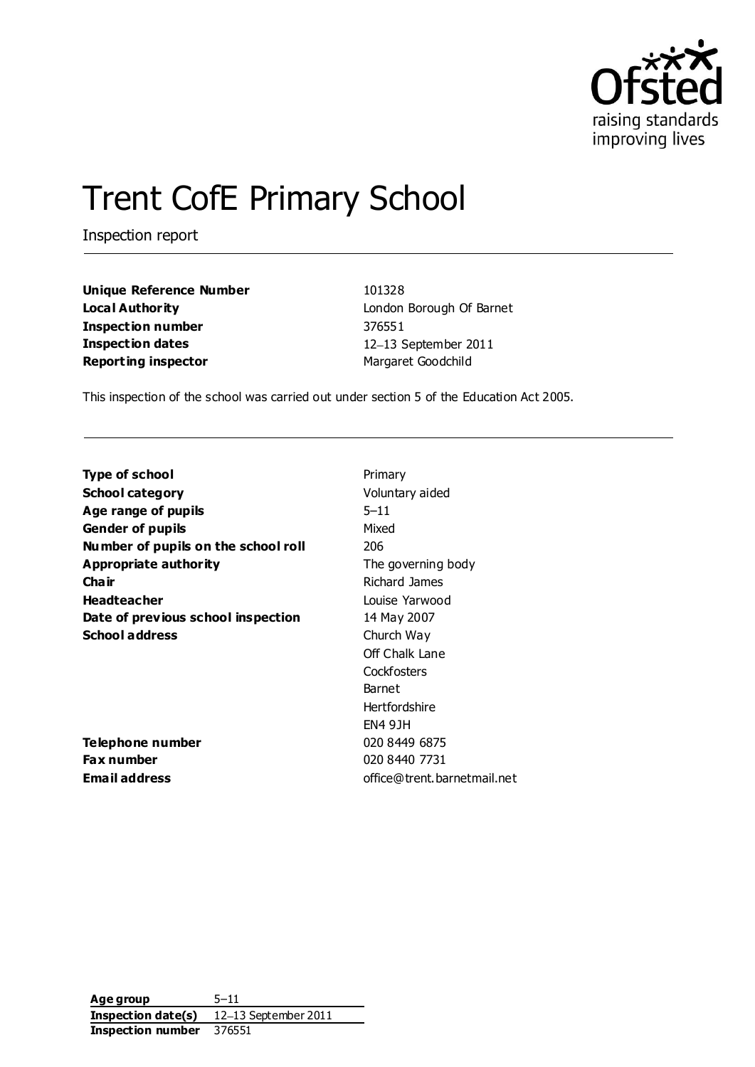# Trent CofE Primary School

Inspection report

| | |
|---|---|
| **Unique Reference Number** | 101328 |
| **Local Authority** | London Borough Of Barnet |
| **Inspection number** | 376551 |
| **Inspection dates** | 12–13 September 2011 |
| **Reporting inspector** | Margaret Goodchild |

This inspection of the school was carried out under section 5 of the Education Act 2005.

| | |
|---|---|
| **Type of school** | Primary |
| **School category** | Voluntary aided |
| **Age range of pupils** | 5–11 |
| **Gender of pupils** | Mixed |
| **Number of pupils on the school roll** | 206 |
| **Appropriate authority** | The governing body |
| **Chair** | Richard James |
| **Headteacher** | Louise Yarwood |
| **Date of previous school inspection** | 14 May 2007 |
| **School address** | Church Way<br>Off Chalk Lane<br>Cockfosters<br>Barnet<br>Hertfordshire<br>EN4 9JH |
| **Telephone number** | 020 8449 6875 |
| **Fax number** | 020 8440 7731 |
| **Email address** | office@trent.barnetmail.net |

| | |
|---|---|
| **Age group** | 5–11 |
| **Inspection date(s)** | 12–13 September 2011 |
| **Inspection number** | 376551 |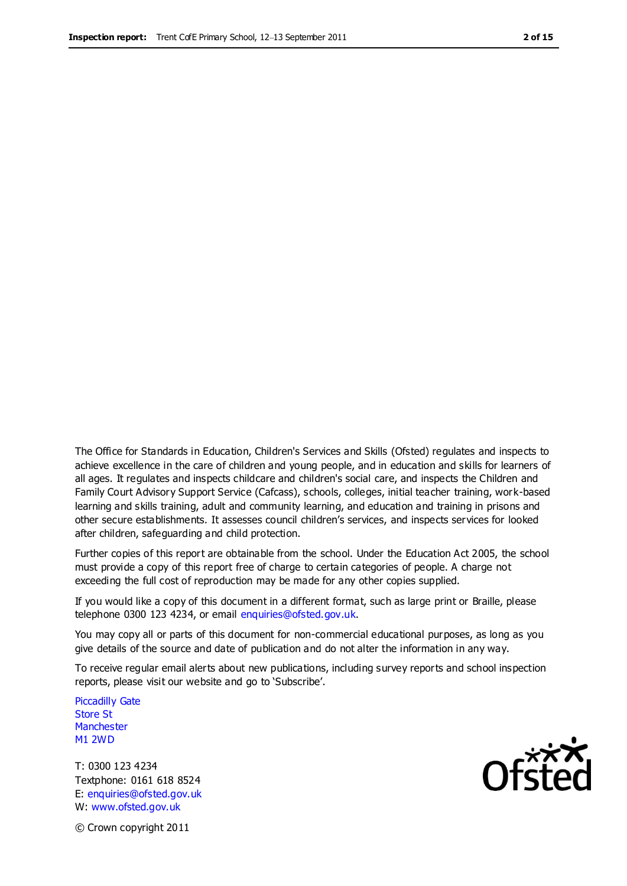The Office for Standards in Education, Children's Services and Skills (Ofsted) regulates and inspects to achieve excellence in the care of children and young people, and in education and skills for learners of all ages. It regulates and inspects childcare and children's social care, and inspects the Children and Family Court Advisory Support Service (Cafcass), schools, colleges, initial teacher training, work-based learning and skills training, adult and community learning, and education and training in prisons and other secure establishments. It assesses council children's services, and inspects services for looked after children, safeguarding and child protection.

Further copies of this report are obtainable from the school. Under the Education Act 2005, the school must provide a copy of this report free of charge to certain categories of people. A charge not exceeding the full cost of reproduction may be made for any other copies supplied.

If you would like a copy of this document in a different format, such as large print or Braille, please telephone 0300 123 4234, or email enquiries@ofsted.gov.uk.

You may copy all or parts of this document for non-commercial educational purposes, as long as you give details of the source and date of publication and do not alter the information in any way.

To receive regular email alerts about new publications, including survey reports and school inspection reports, please visit our website and go to 'Subscribe'.

Piccadilly Gate  
Store St  
Manchester  
M1 2WD

T: 0300 123 4234  
Textphone: 0161 618 8524  
E: enquiries@ofsted.gov.uk  
W: www.ofsted.gov.uk

© Crown copyright 2011

Ofsted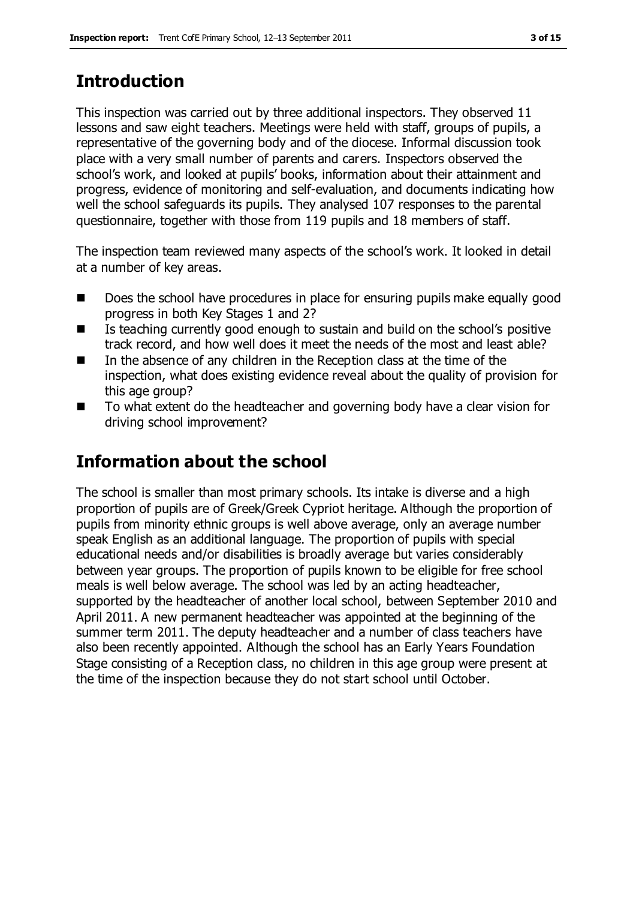## Introduction

This inspection was carried out by three additional inspectors. They observed 11 lessons and saw eight teachers. Meetings were held with staff, groups of pupils, a representative of the governing body and of the diocese. Informal discussion took place with a very small number of parents and carers. Inspectors observed the school's work, and looked at pupils' books, information about their attainment and progress, evidence of monitoring and self-evaluation, and documents indicating how well the school safeguards its pupils. They analysed 107 responses to the parental questionnaire, together with those from 119 pupils and 18 members of staff.

The inspection team reviewed many aspects of the school's work. It looked in detail at a number of key areas.

- Does the school have procedures in place for ensuring pupils make equally good progress in both Key Stages 1 and 2?
- Is teaching currently good enough to sustain and build on the school's positive track record, and how well does it meet the needs of the most and least able?
- In the absence of any children in the Reception class at the time of the inspection, what does existing evidence reveal about the quality of provision for this age group?
- To what extent do the headteacher and governing body have a clear vision for driving school improvement?

## Information about the school

The school is smaller than most primary schools. Its intake is diverse and a high proportion of pupils are of Greek/Greek Cypriot heritage. Although the proportion of pupils from minority ethnic groups is well above average, only an average number speak English as an additional language. The proportion of pupils with special educational needs and/or disabilities is broadly average but varies considerably between year groups. The proportion of pupils known to be eligible for free school meals is well below average. The school was led by an acting headteacher, supported by the headteacher of another local school, between September 2010 and April 2011. A new permanent headteacher was appointed at the beginning of the summer term 2011. The deputy headteacher and a number of class teachers have also been recently appointed. Although the school has an Early Years Foundation Stage consisting of a Reception class, no children in this age group were present at the time of the inspection because they do not start school until October.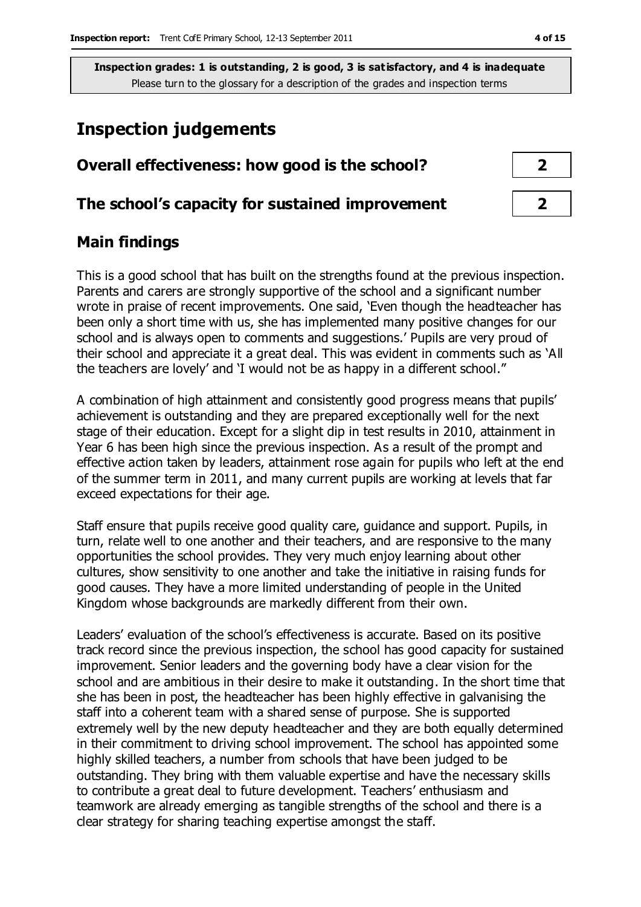**Inspection grades: 1 is outstanding, 2 is good, 3 is satisfactory, and 4 is inadequate**
Please turn to the glossary for a description of the grades and inspection terms

## Inspection judgements

| | |
|---|---|
| **Overall effectiveness: how good is the school?** | **2** |
| **The school's capacity for sustained improvement** | **2** |

### Main findings

This is a good school that has built on the strengths found at the previous inspection. Parents and carers are strongly supportive of the school and a significant number wrote in praise of recent improvements. One said, 'Even though the headteacher has been only a short time with us, she has implemented many positive changes for our school and is always open to comments and suggestions.' Pupils are very proud of their school and appreciate it a great deal. This was evident in comments such as 'All the teachers are lovely' and 'I would not be as happy in a different school."

A combination of high attainment and consistently good progress means that pupils' achievement is outstanding and they are prepared exceptionally well for the next stage of their education. Except for a slight dip in test results in 2010, attainment in Year 6 has been high since the previous inspection. As a result of the prompt and effective action taken by leaders, attainment rose again for pupils who left at the end of the summer term in 2011, and many current pupils are working at levels that far exceed expectations for their age.

Staff ensure that pupils receive good quality care, guidance and support. Pupils, in turn, relate well to one another and their teachers, and are responsive to the many opportunities the school provides. They very much enjoy learning about other cultures, show sensitivity to one another and take the initiative in raising funds for good causes. They have a more limited understanding of people in the United Kingdom whose backgrounds are markedly different from their own.

Leaders' evaluation of the school's effectiveness is accurate. Based on its positive track record since the previous inspection, the school has good capacity for sustained improvement. Senior leaders and the governing body have a clear vision for the school and are ambitious in their desire to make it outstanding. In the short time that she has been in post, the headteacher has been highly effective in galvanising the staff into a coherent team with a shared sense of purpose. She is supported extremely well by the new deputy headteacher and they are both equally determined in their commitment to driving school improvement. The school has appointed some highly skilled teachers, a number from schools that have been judged to be outstanding. They bring with them valuable expertise and have the necessary skills to contribute a great deal to future development. Teachers' enthusiasm and teamwork are already emerging as tangible strengths of the school and there is a clear strategy for sharing teaching expertise amongst the staff.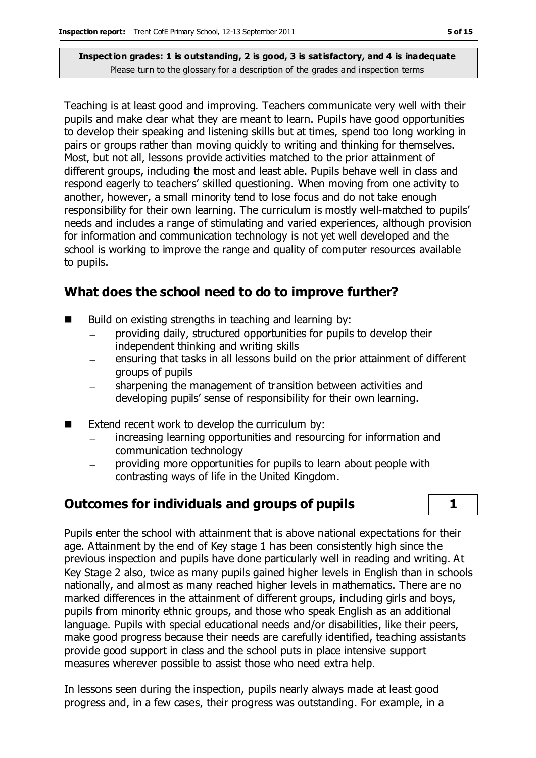**Inspection grades: 1 is outstanding, 2 is good, 3 is satisfactory, and 4 is inadequate**
Please turn to the glossary for a description of the grades and inspection terms

Teaching is at least good and improving. Teachers communicate very well with their pupils and make clear what they are meant to learn. Pupils have good opportunities to develop their speaking and listening skills but at times, spend too long working in pairs or groups rather than moving quickly to writing and thinking for themselves. Most, but not all, lessons provide activities matched to the prior attainment of different groups, including the most and least able. Pupils behave well in class and respond eagerly to teachers' skilled questioning. When moving from one activity to another, however, a small minority tend to lose focus and do not take enough responsibility for their own learning. The curriculum is mostly well-matched to pupils' needs and includes a range of stimulating and varied experiences, although provision for information and communication technology is not yet well developed and the school is working to improve the range and quality of computer resources available to pupils.

## What does the school need to do to improve further?

- Build on existing strengths in teaching and learning by:
  - providing daily, structured opportunities for pupils to develop their independent thinking and writing skills
  - ensuring that tasks in all lessons build on the prior attainment of different groups of pupils
  - sharpening the management of transition between activities and developing pupils' sense of responsibility for their own learning.
- Extend recent work to develop the curriculum by:
  - increasing learning opportunities and resourcing for information and communication technology
  - providing more opportunities for pupils to learn about people with contrasting ways of life in the United Kingdom.

## Outcomes for individuals and groups of pupils — 1

Pupils enter the school with attainment that is above national expectations for their age. Attainment by the end of Key stage 1 has been consistently high since the previous inspection and pupils have done particularly well in reading and writing. At Key Stage 2 also, twice as many pupils gained higher levels in English than in schools nationally, and almost as many reached higher levels in mathematics. There are no marked differences in the attainment of different groups, including girls and boys, pupils from minority ethnic groups, and those who speak English as an additional language. Pupils with special educational needs and/or disabilities, like their peers, make good progress because their needs are carefully identified, teaching assistants provide good support in class and the school puts in place intensive support measures wherever possible to assist those who need extra help.

In lessons seen during the inspection, pupils nearly always made at least good progress and, in a few cases, their progress was outstanding. For example, in a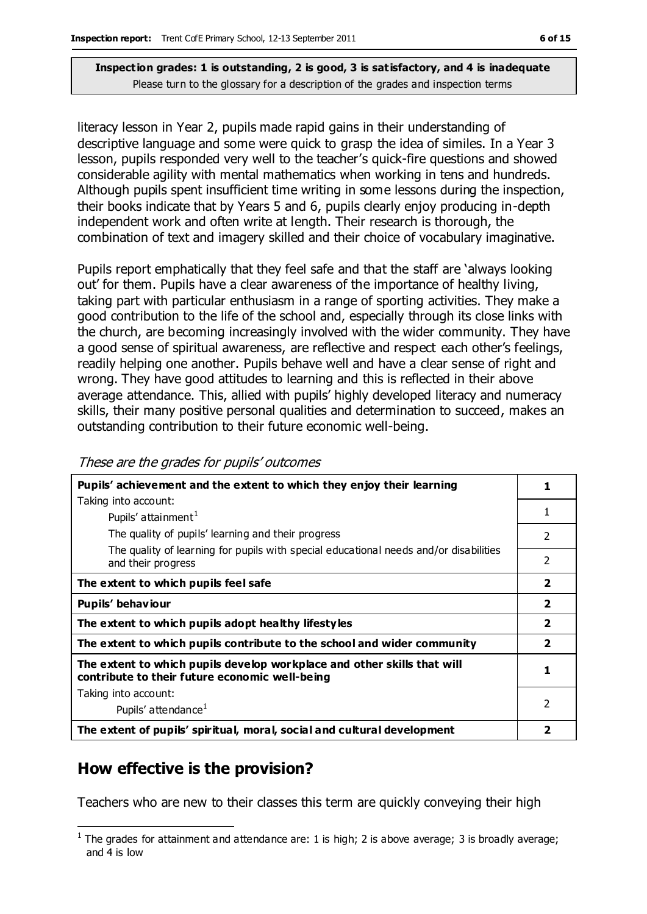**Inspection grades: 1 is outstanding, 2 is good, 3 is satisfactory, and 4 is inadequate**
Please turn to the glossary for a description of the grades and inspection terms

literacy lesson in Year 2, pupils made rapid gains in their understanding of descriptive language and some were quick to grasp the idea of similes. In a Year 3 lesson, pupils responded very well to the teacher's quick-fire questions and showed considerable agility with mental mathematics when working in tens and hundreds. Although pupils spent insufficient time writing in some lessons during the inspection, their books indicate that by Years 5 and 6, pupils clearly enjoy producing in-depth independent work and often write at length. Their research is thorough, the combination of text and imagery skilled and their choice of vocabulary imaginative.

Pupils report emphatically that they feel safe and that the staff are 'always looking out' for them. Pupils have a clear awareness of the importance of healthy living, taking part with particular enthusiasm in a range of sporting activities. They make a good contribution to the life of the school and, especially through its close links with the church, are becoming increasingly involved with the wider community. They have a good sense of spiritual awareness, are reflective and respect each other's feelings, readily helping one another. Pupils behave well and have a clear sense of right and wrong. They have good attitudes to learning and this is reflected in their above average attendance. This, allied with pupils' highly developed literacy and numeracy skills, their many positive personal qualities and determination to succeed, makes an outstanding contribution to their future economic well-being.

*These are the grades for pupils' outcomes*

| | |
|---|---|
| **Pupils' achievement and the extent to which they enjoy their learning** | **1** |
| Taking into account: Pupils' attainment[1] | 1 |
| The quality of pupils' learning and their progress | 2 |
| The quality of learning for pupils with special educational needs and/or disabilities and their progress | 2 |
| **The extent to which pupils feel safe** | **2** |
| **Pupils' behaviour** | **2** |
| **The extent to which pupils adopt healthy lifestyles** | **2** |
| **The extent to which pupils contribute to the school and wider community** | **2** |
| **The extent to which pupils develop workplace and other skills that will contribute to their future economic well-being** | **1** |
| Taking into account: Pupils' attendance[1] | 2 |
| **The extent of pupils' spiritual, moral, social and cultural development** | **2** |

## How effective is the provision?

Teachers who are new to their classes this term are quickly conveying their high

[1] The grades for attainment and attendance are: 1 is high; 2 is above average; 3 is broadly average; and 4 is low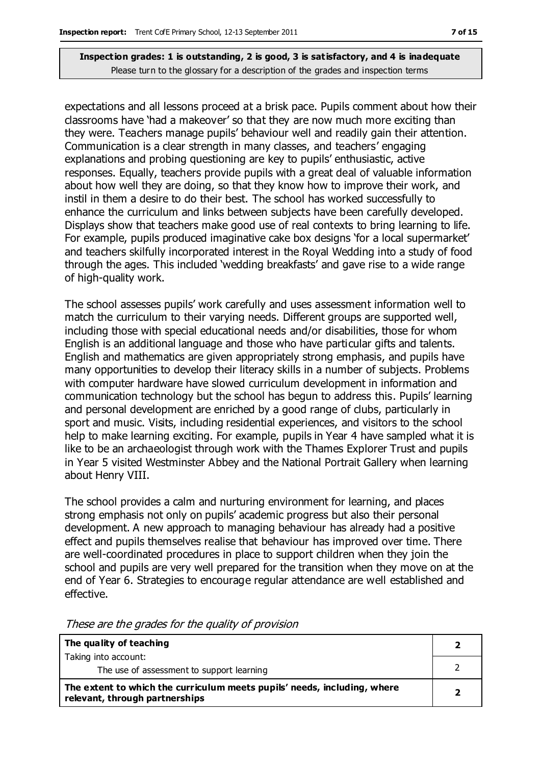**Inspection grades: 1 is outstanding, 2 is good, 3 is satisfactory, and 4 is inadequate**
Please turn to the glossary for a description of the grades and inspection terms

expectations and all lessons proceed at a brisk pace. Pupils comment about how their classrooms have 'had a makeover' so that they are now much more exciting than they were. Teachers manage pupils' behaviour well and readily gain their attention. Communication is a clear strength in many classes, and teachers' engaging explanations and probing questioning are key to pupils' enthusiastic, active responses. Equally, teachers provide pupils with a great deal of valuable information about how well they are doing, so that they know how to improve their work, and instil in them a desire to do their best. The school has worked successfully to enhance the curriculum and links between subjects have been carefully developed. Displays show that teachers make good use of real contexts to bring learning to life. For example, pupils produced imaginative cake box designs 'for a local supermarket' and teachers skilfully incorporated interest in the Royal Wedding into a study of food through the ages. This included 'wedding breakfasts' and gave rise to a wide range of high-quality work.

The school assesses pupils' work carefully and uses assessment information well to match the curriculum to their varying needs. Different groups are supported well, including those with special educational needs and/or disabilities, those for whom English is an additional language and those who have particular gifts and talents. English and mathematics are given appropriately strong emphasis, and pupils have many opportunities to develop their literacy skills in a number of subjects. Problems with computer hardware have slowed curriculum development in information and communication technology but the school has begun to address this. Pupils' learning and personal development are enriched by a good range of clubs, particularly in sport and music. Visits, including residential experiences, and visitors to the school help to make learning exciting. For example, pupils in Year 4 have sampled what it is like to be an archaeologist through work with the Thames Explorer Trust and pupils in Year 5 visited Westminster Abbey and the National Portrait Gallery when learning about Henry VIII.

The school provides a calm and nurturing environment for learning, and places strong emphasis not only on pupils' academic progress but also their personal development. A new approach to managing behaviour has already had a positive effect and pupils themselves realise that behaviour has improved over time. There are well-coordinated procedures in place to support children when they join the school and pupils are very well prepared for the transition when they move on at the end of Year 6. Strategies to encourage regular attendance are well established and effective.

*These are the grades for the quality of provision*

| | |
|---|---|
| **The quality of teaching** | **2** |
| Taking into account:<br>The use of assessment to support learning | 2 |
| **The extent to which the curriculum meets pupils' needs, including, where relevant, through partnerships** | **2** |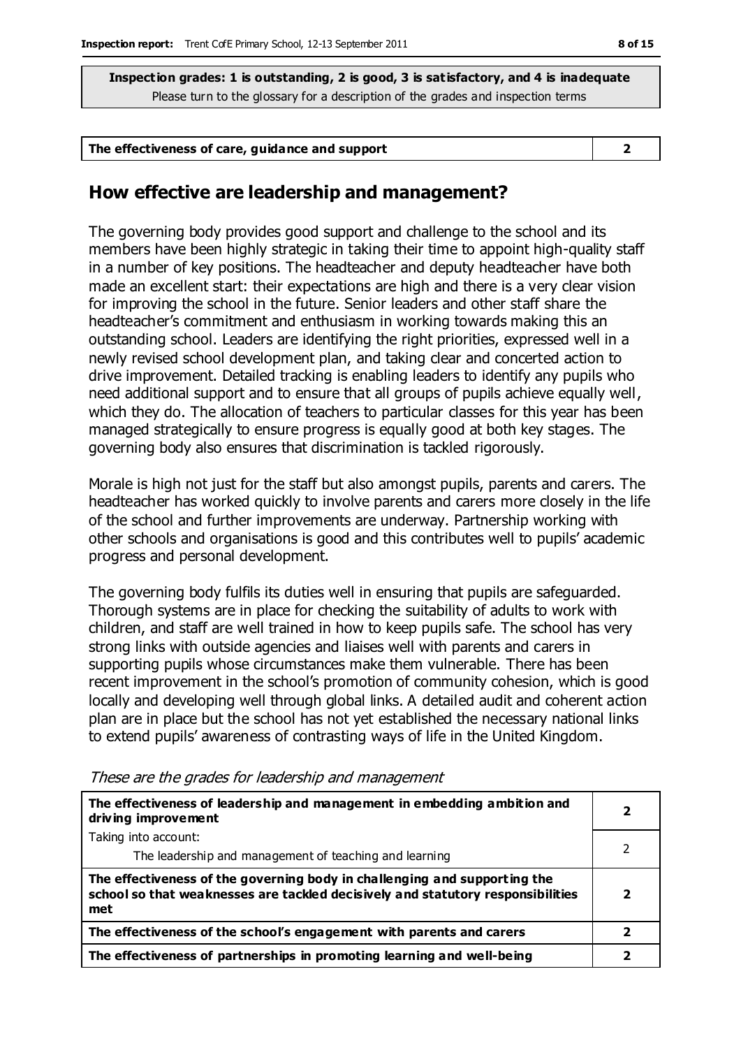**Inspection grades: 1 is outstanding, 2 is good, 3 is satisfactory, and 4 is inadequate**
Please turn to the glossary for a description of the grades and inspection terms

| The effectiveness of care, guidance and support | 2 |
|---|---|

## How effective are leadership and management?

The governing body provides good support and challenge to the school and its members have been highly strategic in taking their time to appoint high-quality staff in a number of key positions. The headteacher and deputy headteacher have both made an excellent start: their expectations are high and there is a very clear vision for improving the school in the future. Senior leaders and other staff share the headteacher's commitment and enthusiasm in working towards making this an outstanding school. Leaders are identifying the right priorities, expressed well in a newly revised school development plan, and taking clear and concerted action to drive improvement. Detailed tracking is enabling leaders to identify any pupils who need additional support and to ensure that all groups of pupils achieve equally well, which they do. The allocation of teachers to particular classes for this year has been managed strategically to ensure progress is equally good at both key stages. The governing body also ensures that discrimination is tackled rigorously.

Morale is high not just for the staff but also amongst pupils, parents and carers. The headteacher has worked quickly to involve parents and carers more closely in the life of the school and further improvements are underway. Partnership working with other schools and organisations is good and this contributes well to pupils' academic progress and personal development.

The governing body fulfils its duties well in ensuring that pupils are safeguarded. Thorough systems are in place for checking the suitability of adults to work with children, and staff are well trained in how to keep pupils safe. The school has very strong links with outside agencies and liaises well with parents and carers in supporting pupils whose circumstances make them vulnerable. There has been recent improvement in the school's promotion of community cohesion, which is good locally and developing well through global links. A detailed audit and coherent action plan are in place but the school has not yet established the necessary national links to extend pupils' awareness of contrasting ways of life in the United Kingdom.

*These are the grades for leadership and management*

| | |
|---|---|
| **The effectiveness of leadership and management in embedding ambition and driving improvement** | **2** |
| Taking into account:<br>The leadership and management of teaching and learning | 2 |
| **The effectiveness of the governing body in challenging and supporting the school so that weaknesses are tackled decisively and statutory responsibilities met** | **2** |
| **The effectiveness of the school's engagement with parents and carers** | **2** |
| **The effectiveness of partnerships in promoting learning and well-being** | **2** |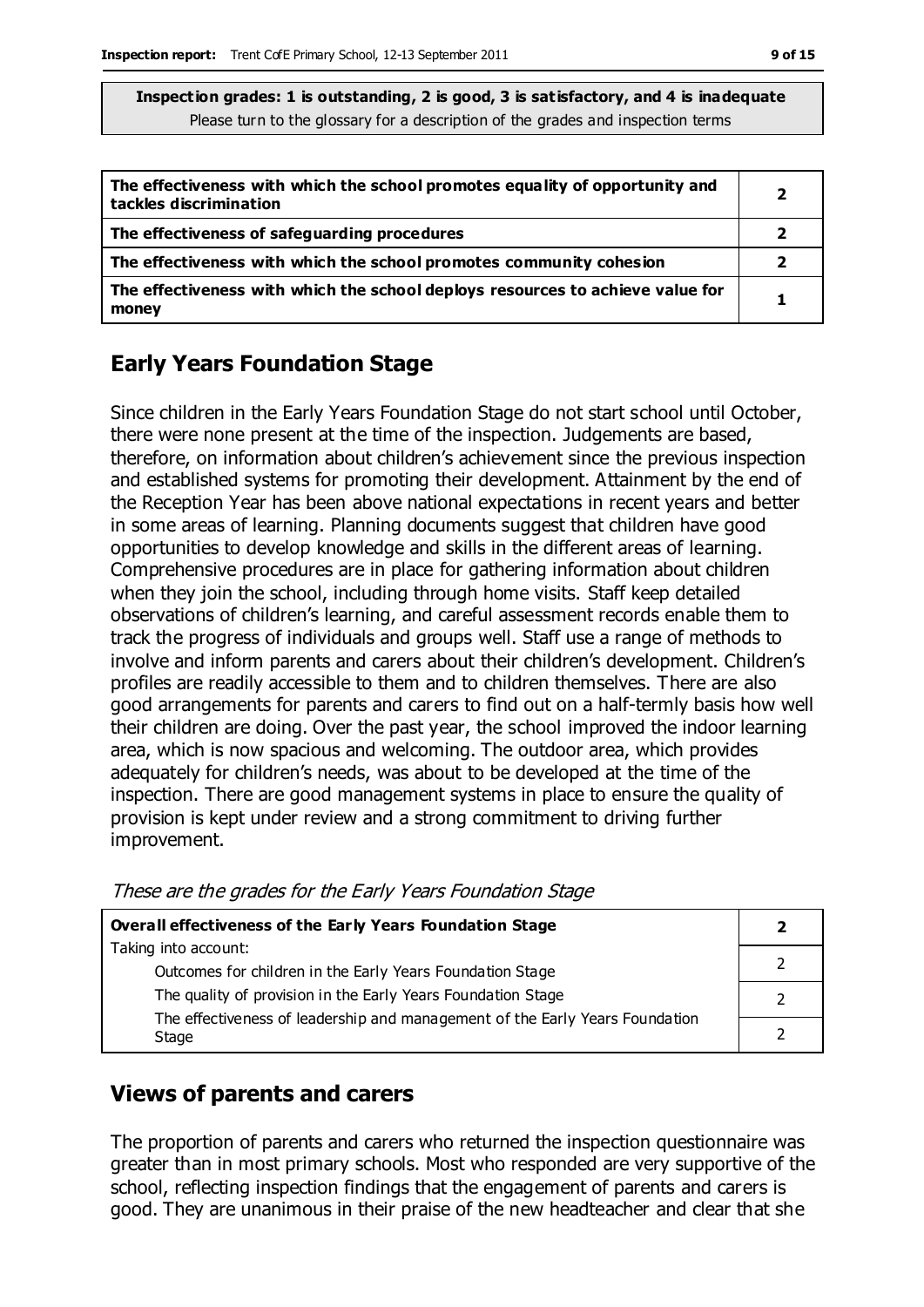**Inspection grades: 1 is outstanding, 2 is good, 3 is satisfactory, and 4 is inadequate**
Please turn to the glossary for a description of the grades and inspection terms

| | |
|---|---|
| **The effectiveness with which the school promotes equality of opportunity and tackles discrimination** | **2** |
| **The effectiveness of safeguarding procedures** | **2** |
| **The effectiveness with which the school promotes community cohesion** | **2** |
| **The effectiveness with which the school deploys resources to achieve value for money** | **1** |

## Early Years Foundation Stage

Since children in the Early Years Foundation Stage do not start school until October, there were none present at the time of the inspection. Judgements are based, therefore, on information about children's achievement since the previous inspection and established systems for promoting their development. Attainment by the end of the Reception Year has been above national expectations in recent years and better in some areas of learning. Planning documents suggest that children have good opportunities to develop knowledge and skills in the different areas of learning. Comprehensive procedures are in place for gathering information about children when they join the school, including through home visits. Staff keep detailed observations of children's learning, and careful assessment records enable them to track the progress of individuals and groups well. Staff use a range of methods to involve and inform parents and carers about their children's development. Children's profiles are readily accessible to them and to children themselves. There are also good arrangements for parents and carers to find out on a half-termly basis how well their children are doing. Over the past year, the school improved the indoor learning area, which is now spacious and welcoming. The outdoor area, which provides adequately for children's needs, was about to be developed at the time of the inspection. There are good management systems in place to ensure the quality of provision is kept under review and a strong commitment to driving further improvement.

*These are the grades for the Early Years Foundation Stage*

| | |
|---|---|
| **Overall effectiveness of the Early Years Foundation Stage** | **2** |
| Taking into account: | |
| Outcomes for children in the Early Years Foundation Stage | 2 |
| The quality of provision in the Early Years Foundation Stage | 2 |
| The effectiveness of leadership and management of the Early Years Foundation Stage | 2 |

## Views of parents and carers

The proportion of parents and carers who returned the inspection questionnaire was greater than in most primary schools. Most who responded are very supportive of the school, reflecting inspection findings that the engagement of parents and carers is good. They are unanimous in their praise of the new headteacher and clear that she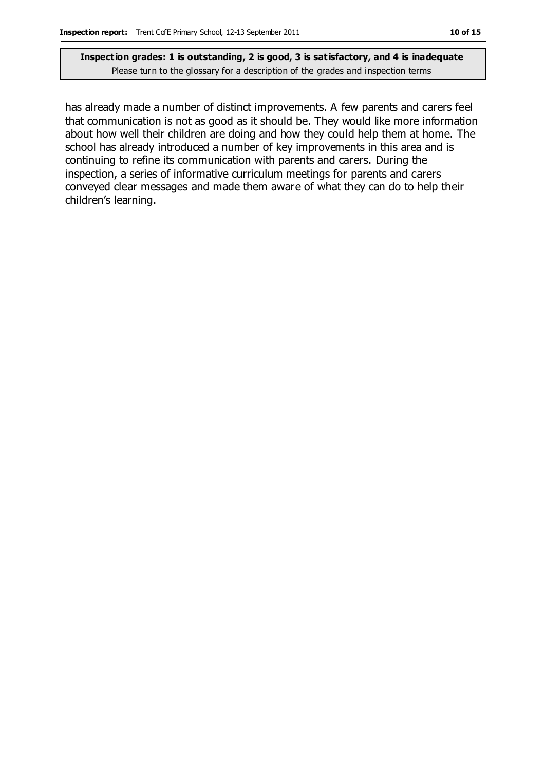has already made a number of distinct improvements. A few parents and carers feel that communication is not as good as it should be. They would like more information about how well their children are doing and how they could help them at home. The school has already introduced a number of key improvements in this area and is continuing to refine its communication with parents and carers. During the inspection, a series of informative curriculum meetings for parents and carers conveyed clear messages and made them aware of what they can do to help their children's learning.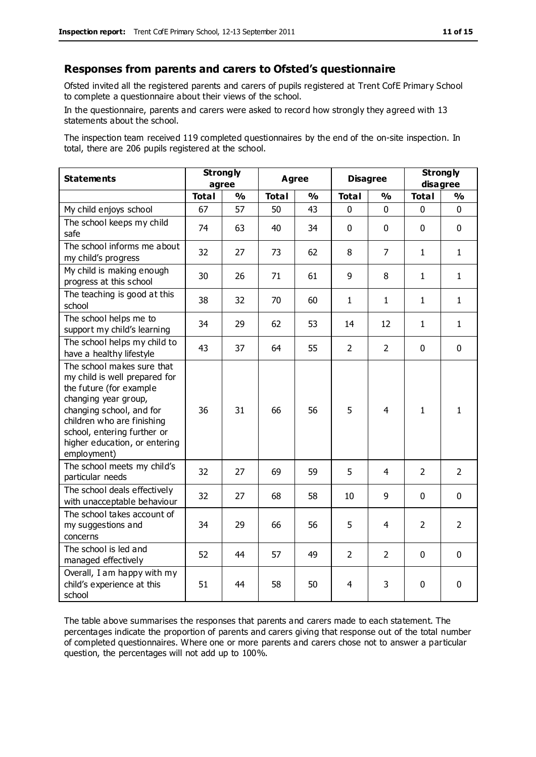## Responses from parents and carers to Ofsted's questionnaire

Ofsted invited all the registered parents and carers of pupils registered at Trent CofE Primary School to complete a questionnaire about their views of the school.

In the questionnaire, parents and carers were asked to record how strongly they agreed with 13 statements about the school.

The inspection team received 119 completed questionnaires by the end of the on-site inspection. In total, there are 206 pupils registered at the school.

| Statements | Strongly agree | | Agree | | Disagree | | Strongly disagree | |
|---|---|---|---|---|---|---|---|---|
| | Total | % | Total | % | Total | % | Total | % |
| My child enjoys school | 67 | 57 | 50 | 43 | 0 | 0 | 0 | 0 |
| The school keeps my child safe | 74 | 63 | 40 | 34 | 0 | 0 | 0 | 0 |
| The school informs me about my child's progress | 32 | 27 | 73 | 62 | 8 | 7 | 1 | 1 |
| My child is making enough progress at this school | 30 | 26 | 71 | 61 | 9 | 8 | 1 | 1 |
| The teaching is good at this school | 38 | 32 | 70 | 60 | 1 | 1 | 1 | 1 |
| The school helps me to support my child's learning | 34 | 29 | 62 | 53 | 14 | 12 | 1 | 1 |
| The school helps my child to have a healthy lifestyle | 43 | 37 | 64 | 55 | 2 | 2 | 0 | 0 |
| The school makes sure that my child is well prepared for the future (for example changing year group, changing school, and for children who are finishing school, entering further or higher education, or entering employment) | 36 | 31 | 66 | 56 | 5 | 4 | 1 | 1 |
| The school meets my child's particular needs | 32 | 27 | 69 | 59 | 5 | 4 | 2 | 2 |
| The school deals effectively with unacceptable behaviour | 32 | 27 | 68 | 58 | 10 | 9 | 0 | 0 |
| The school takes account of my suggestions and concerns | 34 | 29 | 66 | 56 | 5 | 4 | 2 | 2 |
| The school is led and managed effectively | 52 | 44 | 57 | 49 | 2 | 2 | 0 | 0 |
| Overall, I am happy with my child's experience at this school | 51 | 44 | 58 | 50 | 4 | 3 | 0 | 0 |

The table above summarises the responses that parents and carers made to each statement. The percentages indicate the proportion of parents and carers giving that response out of the total number of completed questionnaires. Where one or more parents and carers chose not to answer a particular question, the percentages will not add up to 100%.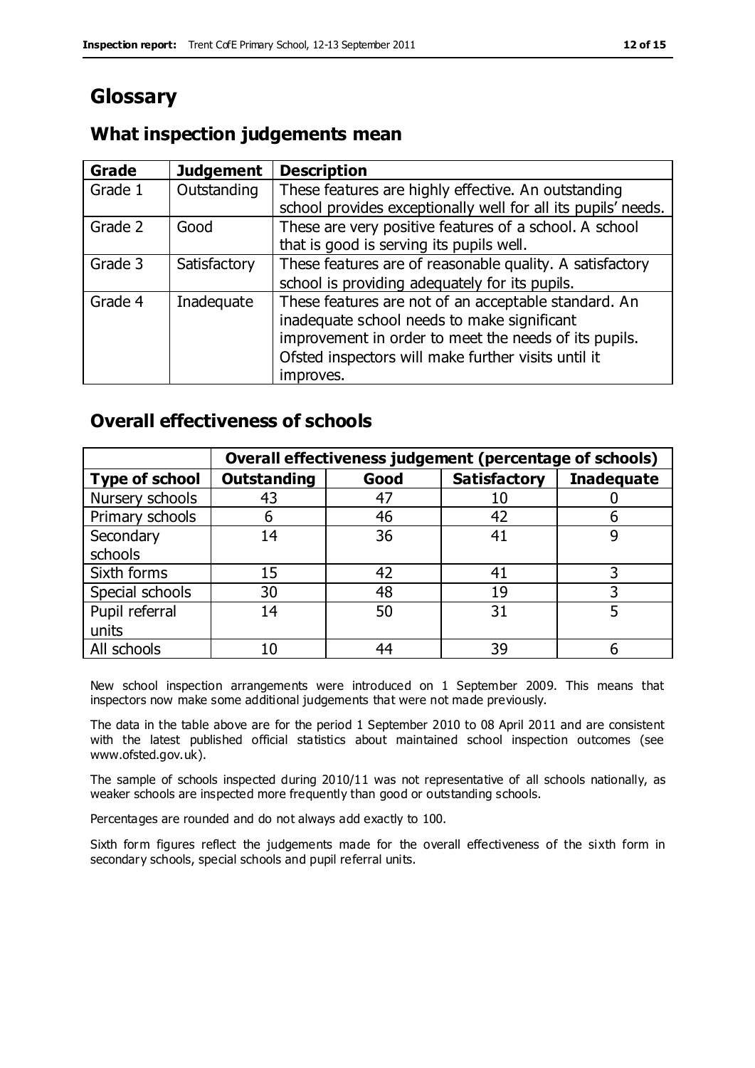# Glossary

## What inspection judgements mean

| Grade | Judgement | Description |
| --- | --- | --- |
| Grade 1 | Outstanding | These features are highly effective. An outstanding school provides exceptionally well for all its pupils' needs. |
| Grade 2 | Good | These are very positive features of a school. A school that is good is serving its pupils well. |
| Grade 3 | Satisfactory | These features are of reasonable quality. A satisfactory school is providing adequately for its pupils. |
| Grade 4 | Inadequate | These features are not of an acceptable standard. An inadequate school needs to make significant improvement in order to meet the needs of its pupils. Ofsted inspectors will make further visits until it improves. |

## Overall effectiveness of schools

| | Overall effectiveness judgement (percentage of schools) | | | |
| --- | --- | --- | --- | --- |
| **Type of school** | **Outstanding** | **Good** | **Satisfactory** | **Inadequate** |
| Nursery schools | 43 | 47 | 10 | 0 |
| Primary schools | 6 | 46 | 42 | 6 |
| Secondary schools | 14 | 36 | 41 | 9 |
| Sixth forms | 15 | 42 | 41 | 3 |
| Special schools | 30 | 48 | 19 | 3 |
| Pupil referral units | 14 | 50 | 31 | 5 |
| All schools | 10 | 44 | 39 | 6 |

New school inspection arrangements were introduced on 1 September 2009. This means that inspectors now make some additional judgements that were not made previously.

The data in the table above are for the period 1 September 2010 to 08 April 2011 and are consistent with the latest published official statistics about maintained school inspection outcomes (see www.ofsted.gov.uk).

The sample of schools inspected during 2010/11 was not representative of all schools nationally, as weaker schools are inspected more frequently than good or outstanding schools.

Percentages are rounded and do not always add exactly to 100.

Sixth form figures reflect the judgements made for the overall effectiveness of the sixth form in secondary schools, special schools and pupil referral units.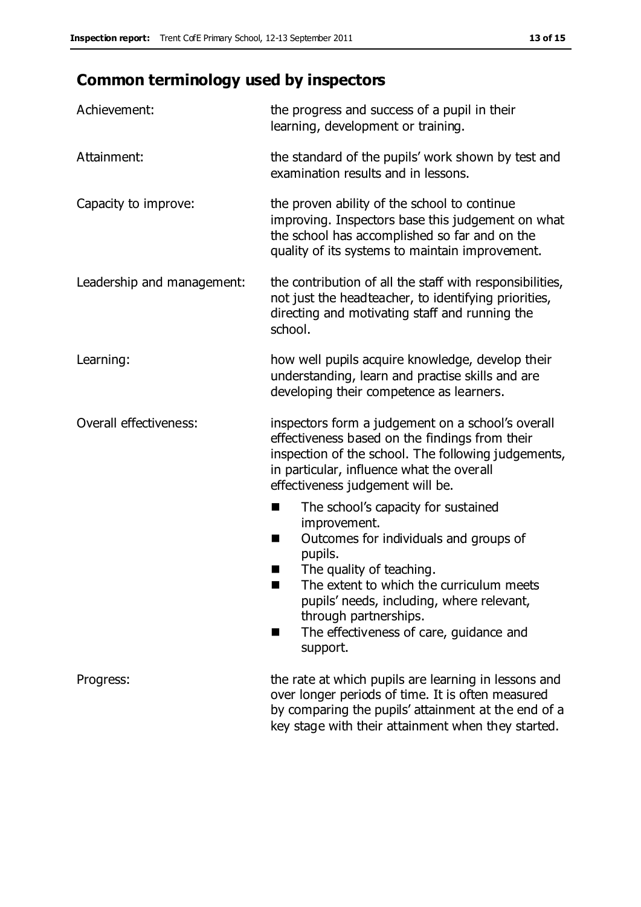## Common terminology used by inspectors

| | |
|---|---|
| Achievement: | the progress and success of a pupil in their learning, development or training. |
| Attainment: | the standard of the pupils' work shown by test and examination results and in lessons. |
| Capacity to improve: | the proven ability of the school to continue improving. Inspectors base this judgement on what the school has accomplished so far and on the quality of its systems to maintain improvement. |
| Leadership and management: | the contribution of all the staff with responsibilities, not just the headteacher, to identifying priorities, directing and motivating staff and running the school. |
| Learning: | how well pupils acquire knowledge, develop their understanding, learn and practise skills and are developing their competence as learners. |
| Overall effectiveness: | inspectors form a judgement on a school's overall effectiveness based on the findings from their inspection of the school. The following judgements, in particular, influence what the overall effectiveness judgement will be. <br>■ The school's capacity for sustained improvement. <br>■ Outcomes for individuals and groups of pupils. <br>■ The quality of teaching. <br>■ The extent to which the curriculum meets pupils' needs, including, where relevant, through partnerships. <br>■ The effectiveness of care, guidance and support. |
| Progress: | the rate at which pupils are learning in lessons and over longer periods of time. It is often measured by comparing the pupils' attainment at the end of a key stage with their attainment when they started. |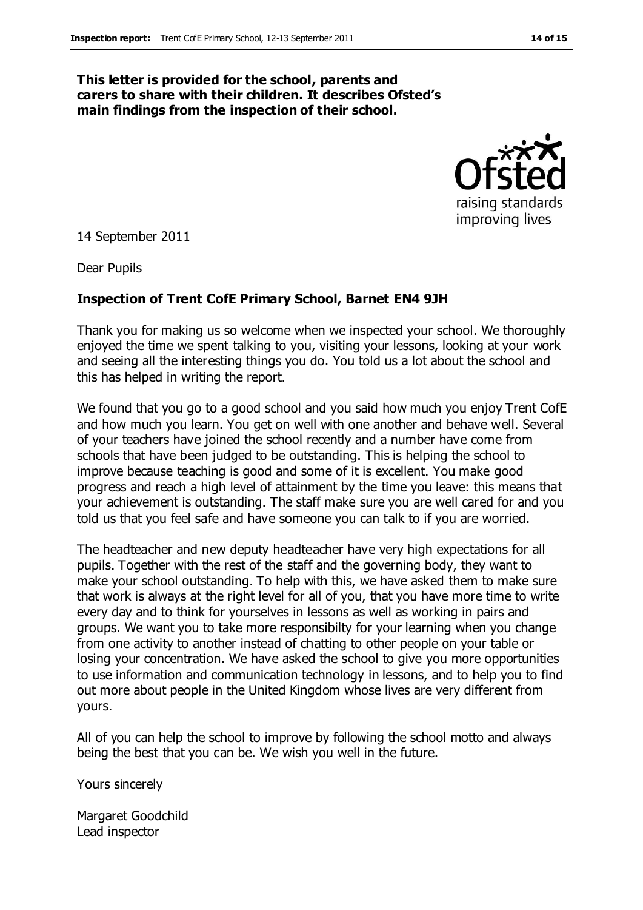**This letter is provided for the school, parents and carers to share with their children. It describes Ofsted's main findings from the inspection of their school.**

14 September 2011

Dear Pupils

**Inspection of Trent CofE Primary School, Barnet EN4 9JH**

Thank you for making us so welcome when we inspected your school. We thoroughly enjoyed the time we spent talking to you, visiting your lessons, looking at your work and seeing all the interesting things you do. You told us a lot about the school and this has helped in writing the report.

We found that you go to a good school and you said how much you enjoy Trent CofE and how much you learn. You get on well with one another and behave well. Several of your teachers have joined the school recently and a number have come from schools that have been judged to be outstanding. This is helping the school to improve because teaching is good and some of it is excellent. You make good progress and reach a high level of attainment by the time you leave: this means that your achievement is outstanding. The staff make sure you are well cared for and you told us that you feel safe and have someone you can talk to if you are worried.

The headteacher and new deputy headteacher have very high expectations for all pupils. Together with the rest of the staff and the governing body, they want to make your school outstanding. To help with this, we have asked them to make sure that work is always at the right level for all of you, that you have more time to write every day and to think for yourselves in lessons as well as working in pairs and groups. We want you to take more responsibilty for your learning when you change from one activity to another instead of chatting to other people on your table or losing your concentration. We have asked the school to give you more opportunities to use information and communication technology in lessons, and to help you to find out more about people in the United Kingdom whose lives are very different from yours.

All of you can help the school to improve by following the school motto and always being the best that you can be. We wish you well in the future.

Yours sincerely

Margaret Goodchild
Lead inspector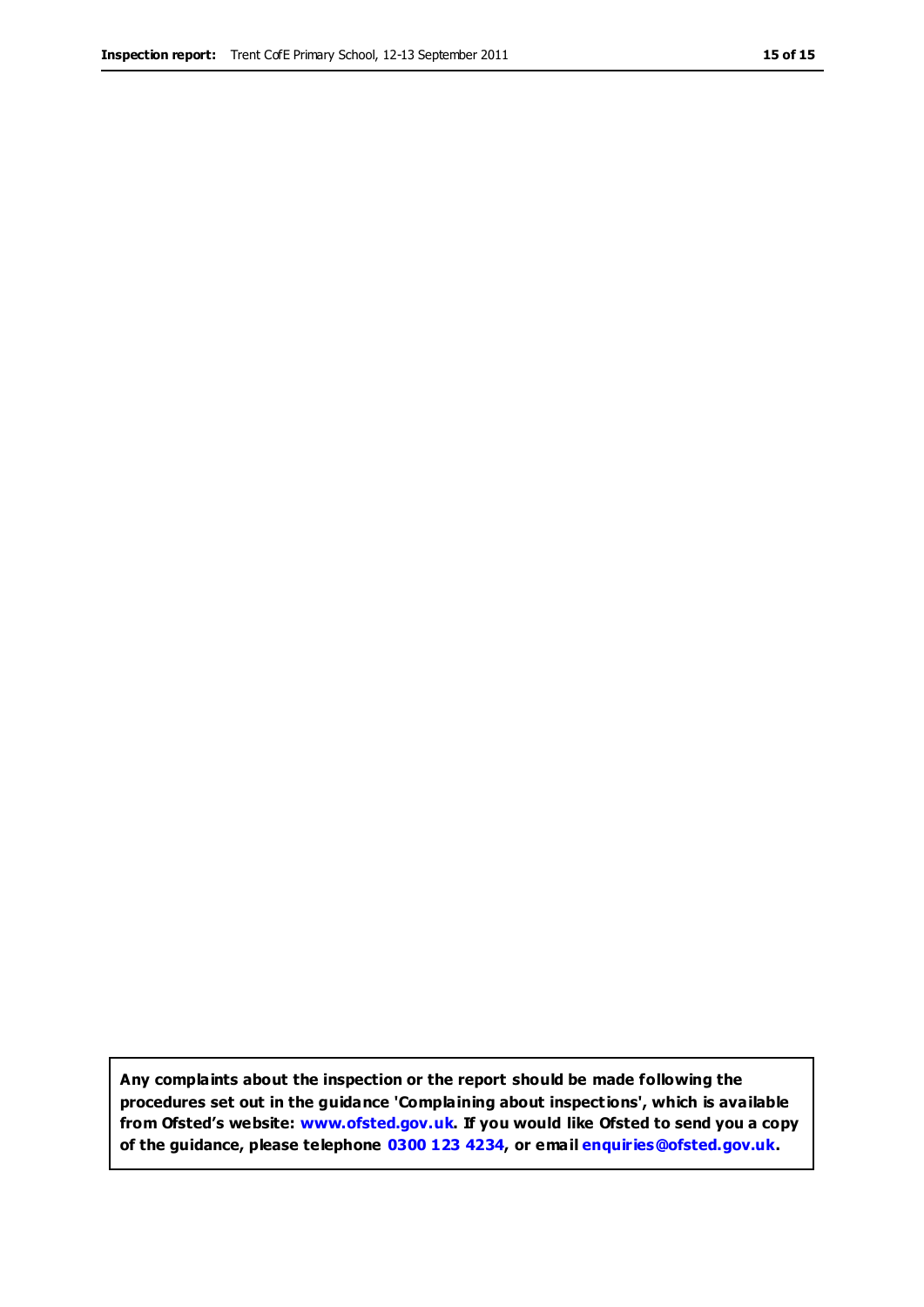**Any complaints about the inspection or the report should be made following the procedures set out in the guidance 'Complaining about inspections', which is available from Ofsted's website: www.ofsted.gov.uk. If you would like Ofsted to send you a copy of the guidance, please telephone 0300 123 4234, or email enquiries@ofsted.gov.uk.**